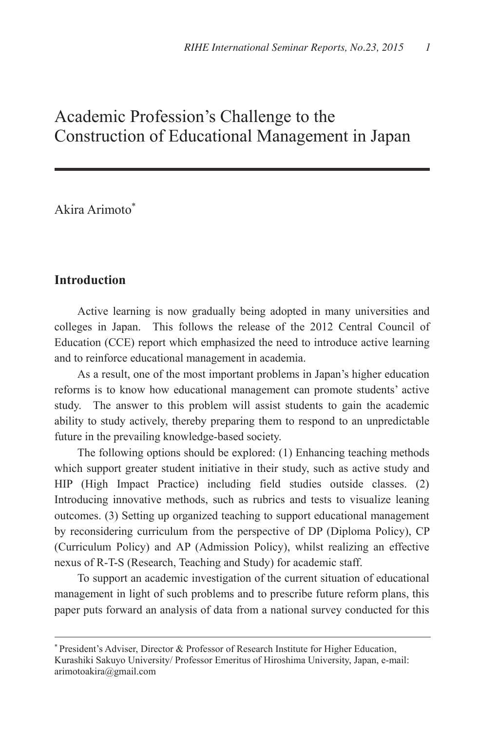# Academic Profession's Challenge to the Construction of Educational Management in Japan

Akira Arimoto[*]

## Introduction

Active learning is now gradually being adopted in many universities and colleges in Japan. This follows the release of the 2012 Central Council of Education (CCE) report which emphasized the need to introduce active learning and to reinforce educational management in academia.

As a result, one of the most important problems in Japan's higher education reforms is to know how educational management can promote students' active study. The answer to this problem will assist students to gain the academic ability to study actively, thereby preparing them to respond to an unpredictable future in the prevailing knowledge-based society.

The following options should be explored: (1) Enhancing teaching methods which support greater student initiative in their study, such as active study and HIP (High Impact Practice) including field studies outside classes. (2) Introducing innovative methods, such as rubrics and tests to visualize leaning outcomes. (3) Setting up organized teaching to support educational management by reconsidering curriculum from the perspective of DP (Diploma Policy), CP (Curriculum Policy) and AP (Admission Policy), whilst realizing an effective nexus of R-T-S (Research, Teaching and Study) for academic staff.

To support an academic investigation of the current situation of educational management in light of such problems and to prescribe future reform plans, this paper puts forward an analysis of data from a national survey conducted for this

---

[*] President's Adviser, Director & Professor of Research Institute for Higher Education, Kurashiki Sakuyo University/ Professor Emeritus of Hiroshima University, Japan, e-mail: arimotoakira@gmail.com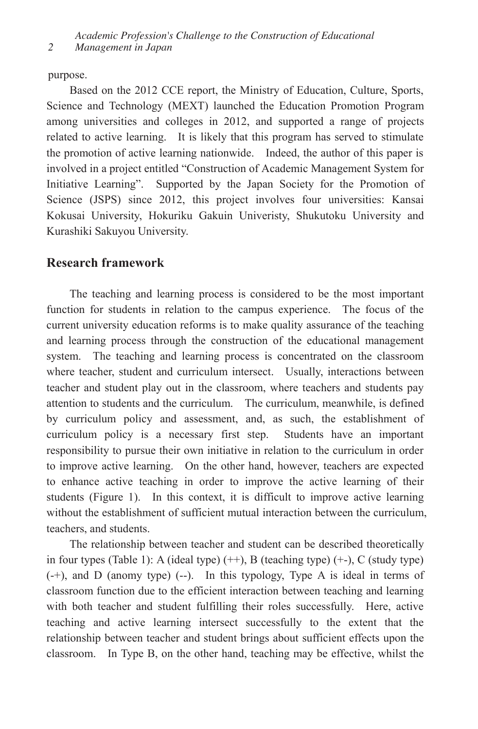purpose.

Based on the 2012 CCE report, the Ministry of Education, Culture, Sports, Science and Technology (MEXT) launched the Education Promotion Program among universities and colleges in 2012, and supported a range of projects related to active learning. It is likely that this program has served to stimulate the promotion of active learning nationwide. Indeed, the author of this paper is involved in a project entitled "Construction of Academic Management System for Initiative Learning". Supported by the Japan Society for the Promotion of Science (JSPS) since 2012, this project involves four universities: Kansai Kokusai University, Hokuriku Gakuin Univeristy, Shukutoku University and Kurashiki Sakuyou University.

## Research framework

The teaching and learning process is considered to be the most important function for students in relation to the campus experience. The focus of the current university education reforms is to make quality assurance of the teaching and learning process through the construction of the educational management system. The teaching and learning process is concentrated on the classroom where teacher, student and curriculum intersect. Usually, interactions between teacher and student play out in the classroom, where teachers and students pay attention to students and the curriculum. The curriculum, meanwhile, is defined by curriculum policy and assessment, and, as such, the establishment of curriculum policy is a necessary first step. Students have an important responsibility to pursue their own initiative in relation to the curriculum in order to improve active learning. On the other hand, however, teachers are expected to enhance active teaching in order to improve the active learning of their students (Figure 1). In this context, it is difficult to improve active learning without the establishment of sufficient mutual interaction between the curriculum, teachers, and students.

The relationship between teacher and student can be described theoretically in four types (Table 1): A (ideal type) (++), B (teaching type) (+-), C (study type) (-+), and D (anomy type) (--). In this typology, Type A is ideal in terms of classroom function due to the efficient interaction between teaching and learning with both teacher and student fulfilling their roles successfully. Here, active teaching and active learning intersect successfully to the extent that the relationship between teacher and student brings about sufficient effects upon the classroom. In Type B, on the other hand, teaching may be effective, whilst the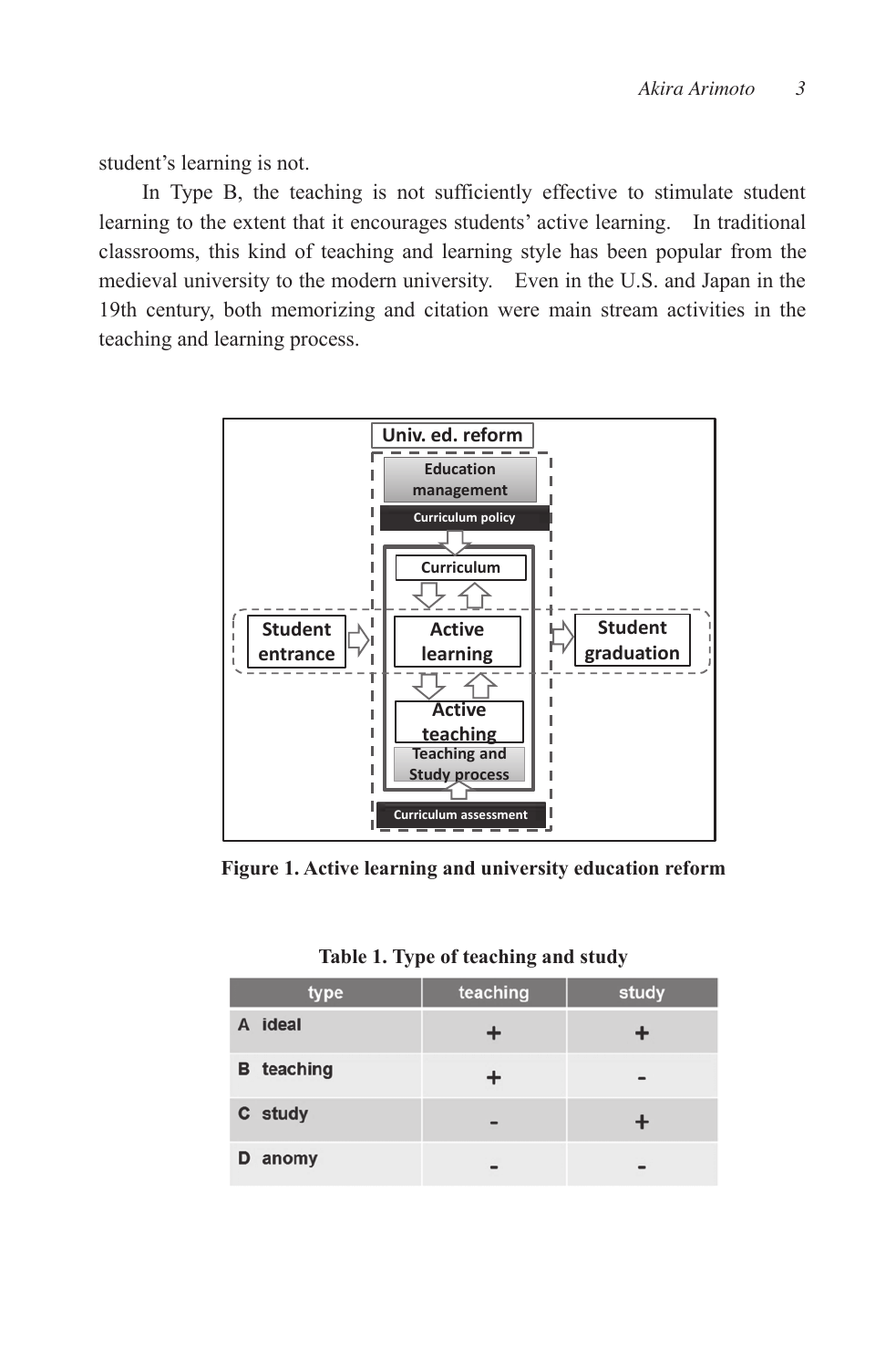student's learning is not.

In Type B, the teaching is not sufficiently effective to stimulate student learning to the extent that it encourages students' active learning. In traditional classrooms, this kind of teaching and learning style has been popular from the medieval university to the modern university. Even in the U.S. and Japan in the 19th century, both memorizing and citation were main stream activities in the teaching and learning process.

**Figure 1. Active learning and university education reform**

**Table 1. Type of teaching and study**

| type | teaching | study |
|---|---|---|
| A ideal | + | + |
| B teaching | + | - |
| C study | - | + |
| D anomy | - | - |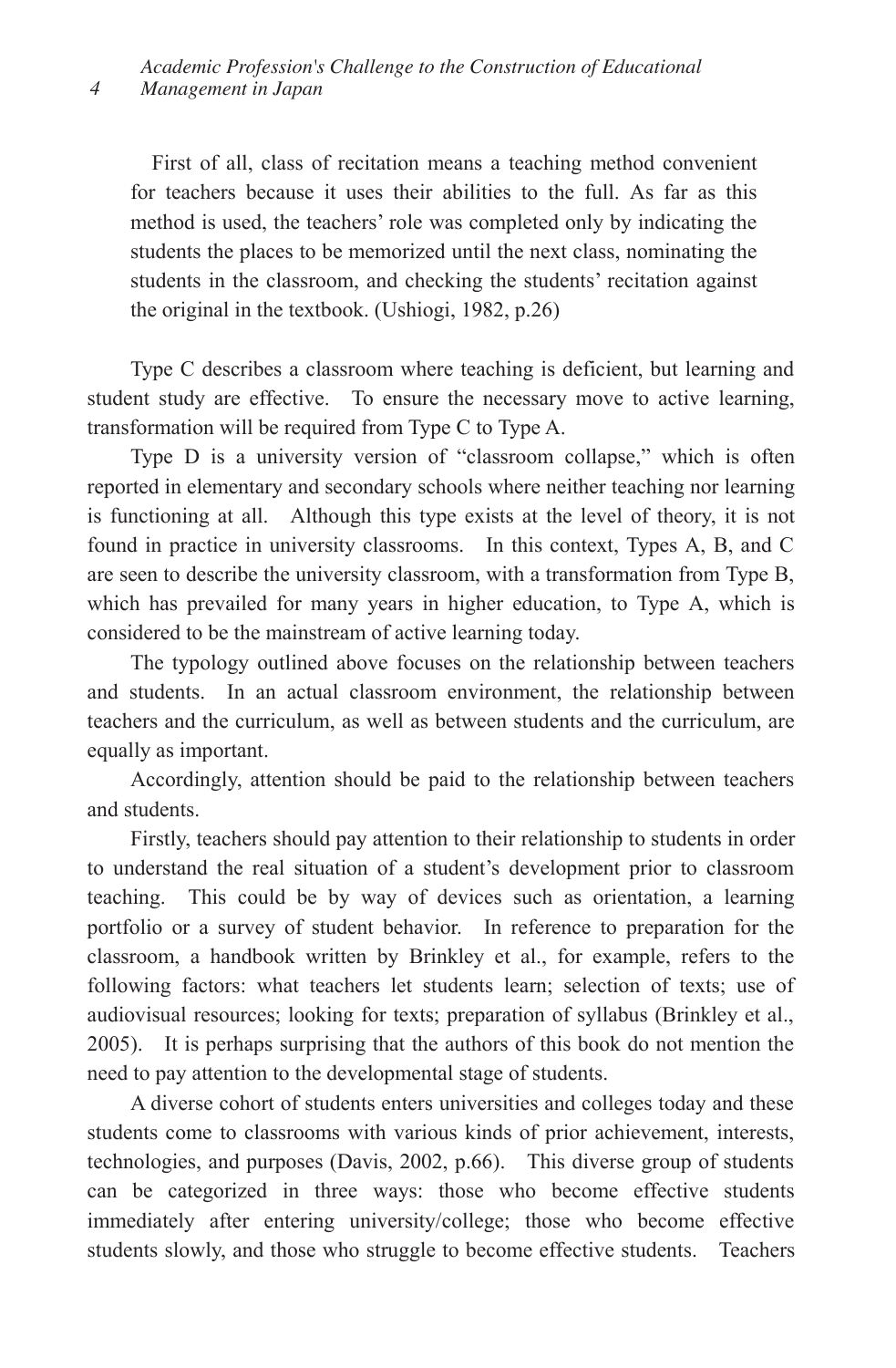> First of all, class of recitation means a teaching method convenient for teachers because it uses their abilities to the full. As far as this method is used, the teachers' role was completed only by indicating the students the places to be memorized until the next class, nominating the students in the classroom, and checking the students' recitation against the original in the textbook. (Ushiogi, 1982, p.26)

Type C describes a classroom where teaching is deficient, but learning and student study are effective. To ensure the necessary move to active learning, transformation will be required from Type C to Type A.

Type D is a university version of "classroom collapse," which is often reported in elementary and secondary schools where neither teaching nor learning is functioning at all. Although this type exists at the level of theory, it is not found in practice in university classrooms. In this context, Types A, B, and C are seen to describe the university classroom, with a transformation from Type B, which has prevailed for many years in higher education, to Type A, which is considered to be the mainstream of active learning today.

The typology outlined above focuses on the relationship between teachers and students. In an actual classroom environment, the relationship between teachers and the curriculum, as well as between students and the curriculum, are equally as important.

Accordingly, attention should be paid to the relationship between teachers and students.

Firstly, teachers should pay attention to their relationship to students in order to understand the real situation of a student's development prior to classroom teaching. This could be by way of devices such as orientation, a learning portfolio or a survey of student behavior. In reference to preparation for the classroom, a handbook written by Brinkley et al., for example, refers to the following factors: what teachers let students learn; selection of texts; use of audiovisual resources; looking for texts; preparation of syllabus (Brinkley et al., 2005). It is perhaps surprising that the authors of this book do not mention the need to pay attention to the developmental stage of students.

A diverse cohort of students enters universities and colleges today and these students come to classrooms with various kinds of prior achievement, interests, technologies, and purposes (Davis, 2002, p.66). This diverse group of students can be categorized in three ways: those who become effective students immediately after entering university/college; those who become effective students slowly, and those who struggle to become effective students. Teachers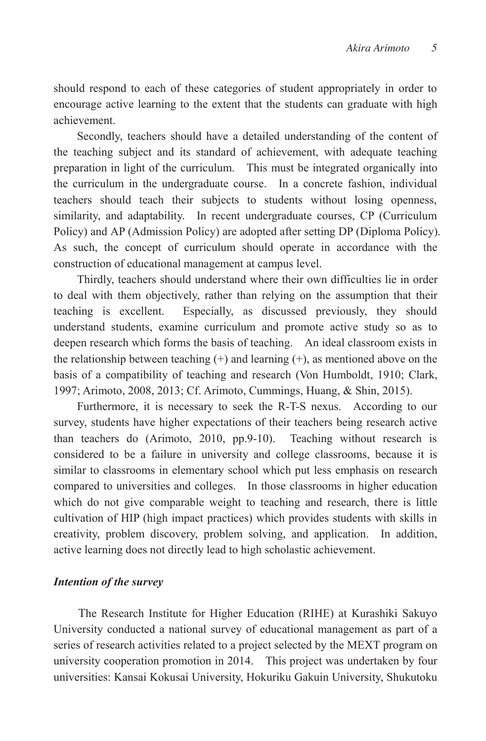should respond to each of these categories of student appropriately in order to encourage active learning to the extent that the students can graduate with high achievement.

Secondly, teachers should have a detailed understanding of the content of the teaching subject and its standard of achievement, with adequate teaching preparation in light of the curriculum. This must be integrated organically into the curriculum in the undergraduate course. In a concrete fashion, individual teachers should teach their subjects to students without losing openness, similarity, and adaptability. In recent undergraduate courses, CP (Curriculum Policy) and AP (Admission Policy) are adopted after setting DP (Diploma Policy). As such, the concept of curriculum should operate in accordance with the construction of educational management at campus level.

Thirdly, teachers should understand where their own difficulties lie in order to deal with them objectively, rather than relying on the assumption that their teaching is excellent. Especially, as discussed previously, they should understand students, examine curriculum and promote active study so as to deepen research which forms the basis of teaching. An ideal classroom exists in the relationship between teaching (+) and learning (+), as mentioned above on the basis of a compatibility of teaching and research (Von Humboldt, 1910; Clark, 1997; Arimoto, 2008, 2013; Cf. Arimoto, Cummings, Huang, & Shin, 2015).

Furthermore, it is necessary to seek the R-T-S nexus. According to our survey, students have higher expectations of their teachers being research active than teachers do (Arimoto, 2010, pp.9-10). Teaching without research is considered to be a failure in university and college classrooms, because it is similar to classrooms in elementary school which put less emphasis on research compared to universities and colleges. In those classrooms in higher education which do not give comparable weight to teaching and research, there is little cultivation of HIP (high impact practices) which provides students with skills in creativity, problem discovery, problem solving, and application. In addition, active learning does not directly lead to high scholastic achievement.

### *Intention of the survey*

The Research Institute for Higher Education (RIHE) at Kurashiki Sakuyo University conducted a national survey of educational management as part of a series of research activities related to a project selected by the MEXT program on university cooperation promotion in 2014. This project was undertaken by four universities: Kansai Kokusai University, Hokuriku Gakuin University, Shukutoku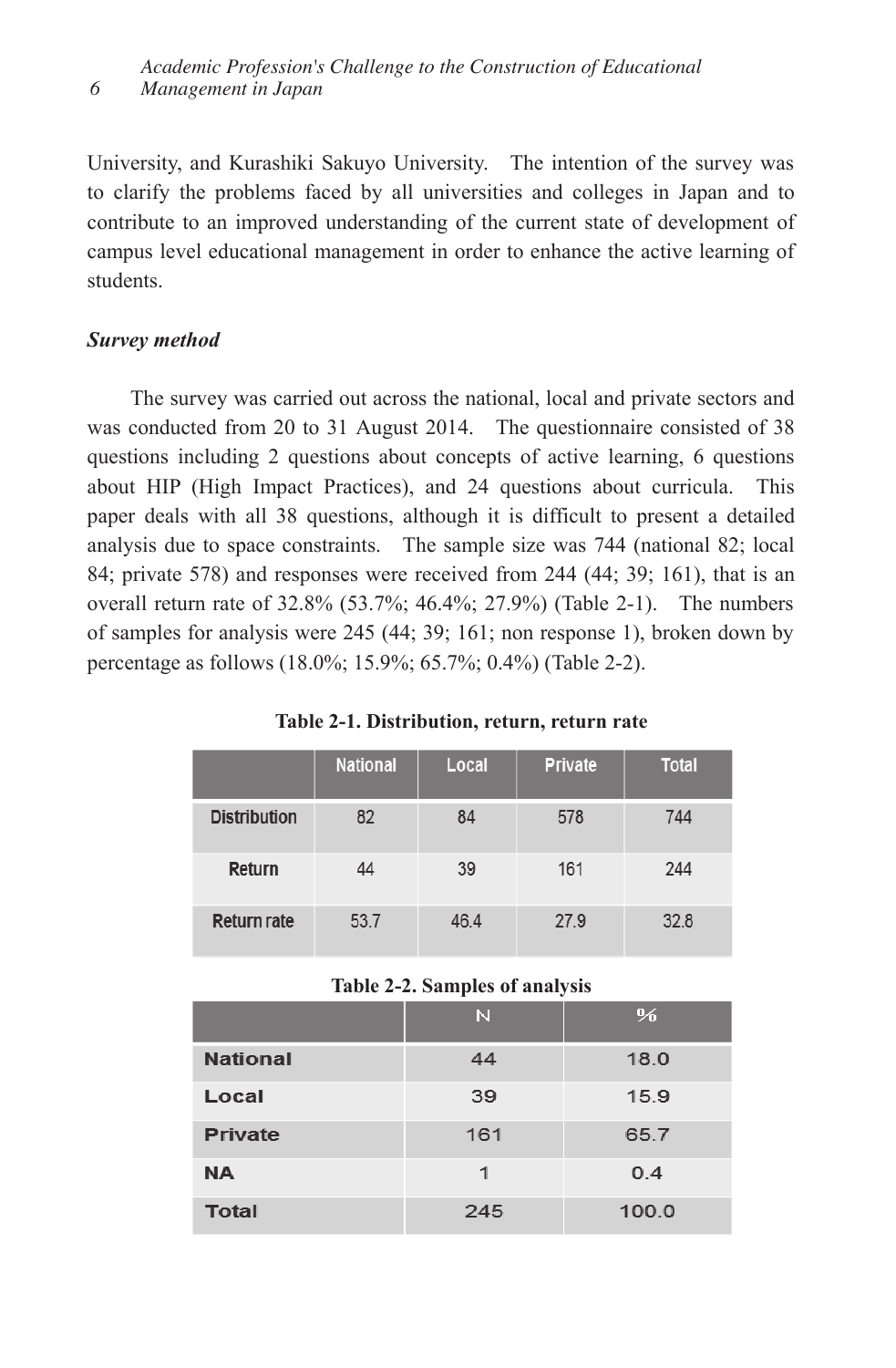University, and Kurashiki Sakuyo University. The intention of the survey was to clarify the problems faced by all universities and colleges in Japan and to contribute to an improved understanding of the current state of development of campus level educational management in order to enhance the active learning of students.

***Survey method***

The survey was carried out across the national, local and private sectors and was conducted from 20 to 31 August 2014. The questionnaire consisted of 38 questions including 2 questions about concepts of active learning, 6 questions about HIP (High Impact Practices), and 24 questions about curricula. This paper deals with all 38 questions, although it is difficult to present a detailed analysis due to space constraints. The sample size was 744 (national 82; local 84; private 578) and responses were received from 244 (44; 39; 161), that is an overall return rate of 32.8% (53.7%; 46.4%; 27.9%) (Table 2-1). The numbers of samples for analysis were 245 (44; 39; 161; non response 1), broken down by percentage as follows (18.0%; 15.9%; 65.7%; 0.4%) (Table 2-2).

**Table 2-1. Distribution, return, return rate**

| | National | Local | Private | Total |
|---|---|---|---|---|
| Distribution | 82 | 84 | 578 | 744 |
| Return | 44 | 39 | 161 | 244 |
| Return rate | 53.7 | 46.4 | 27.9 | 32.8 |

**Table 2-2. Samples of analysis**

| | N | % |
|---|---|---|
| National | 44 | 18.0 |
| Local | 39 | 15.9 |
| Private | 161 | 65.7 |
| NA | 1 | 0.4 |
| Total | 245 | 100.0 |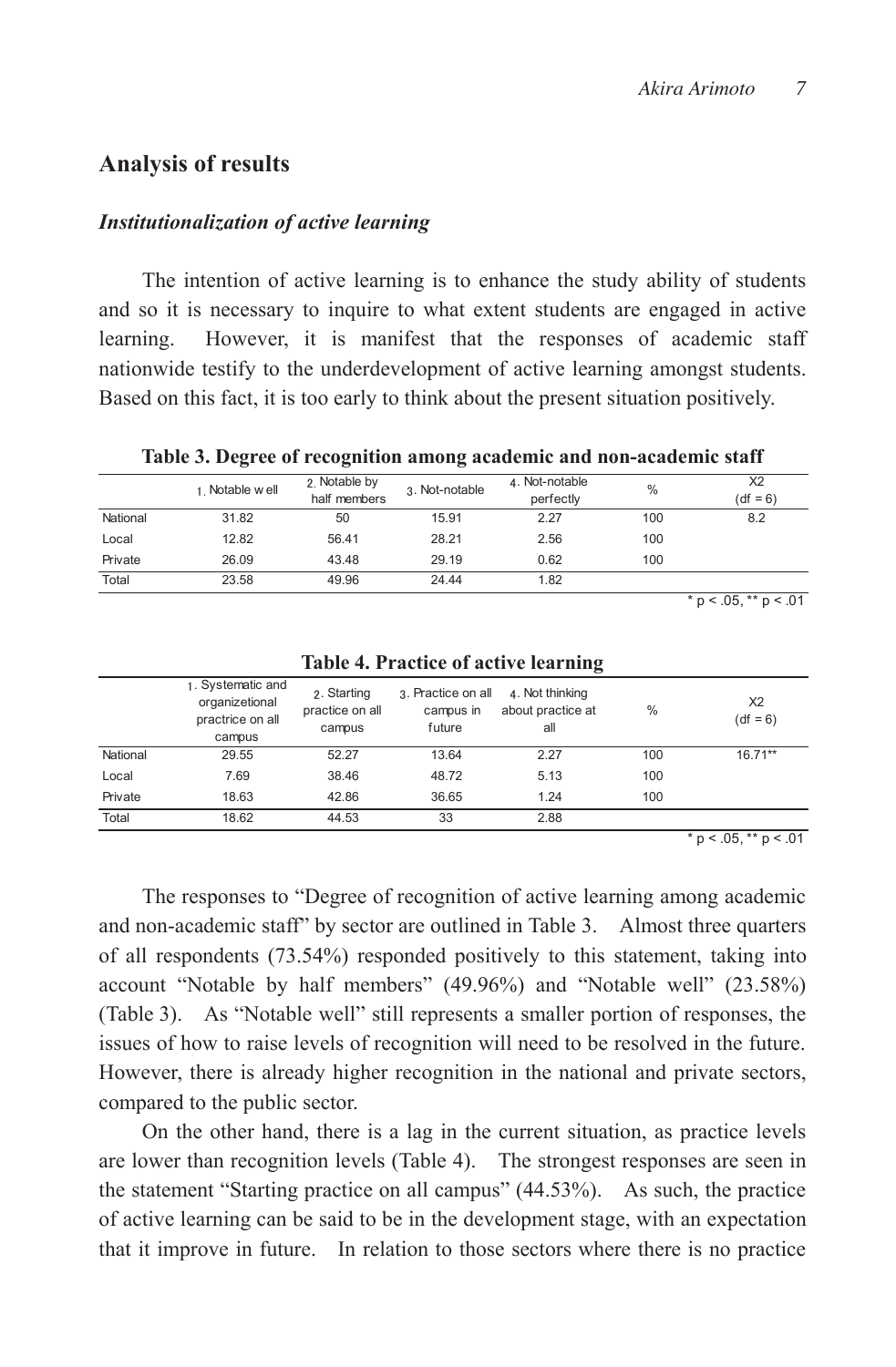## Analysis of results

### *Institutionalization of active learning*

The intention of active learning is to enhance the study ability of students and so it is necessary to inquire to what extent students are engaged in active learning. However, it is manifest that the responses of academic staff nationwide testify to the underdevelopment of active learning amongst students. Based on this fact, it is too early to think about the present situation positively.

**Table 3. Degree of recognition among academic and non-academic staff**

| | 1. Notable w ell | 2. Notable by half members | 3. Not-notable | 4. Not-notable perfectly | % | X2 (df = 6) |
|---|---|---|---|---|---|---|
| National | 31.82 | 50 | 15.91 | 2.27 | 100 | 8.2 |
| Local | 12.82 | 56.41 | 28.21 | 2.56 | 100 | |
| Private | 26.09 | 43.48 | 29.19 | 0.62 | 100 | |
| Total | 23.58 | 49.96 | 24.44 | 1.82 | | |

\* p < .05, ** p < .01

**Table 4. Practice of active learning**

| | 1. Systematic and organizetional practrice on all campus | 2. Starting practice on all campus | 3. Practice on all campus in future | 4. Not thinking about practice at all | % | X2 (df = 6) |
|---|---|---|---|---|---|---|
| National | 29.55 | 52.27 | 13.64 | 2.27 | 100 | 16.71** |
| Local | 7.69 | 38.46 | 48.72 | 5.13 | 100 | |
| Private | 18.63 | 42.86 | 36.65 | 1.24 | 100 | |
| Total | 18.62 | 44.53 | 33 | 2.88 | | |

\* p < .05, ** p < .01

The responses to "Degree of recognition of active learning among academic and non-academic staff" by sector are outlined in Table 3. Almost three quarters of all respondents (73.54%) responded positively to this statement, taking into account "Notable by half members" (49.96%) and "Notable well" (23.58%) (Table 3). As "Notable well" still represents a smaller portion of responses, the issues of how to raise levels of recognition will need to be resolved in the future. However, there is already higher recognition in the national and private sectors, compared to the public sector.

On the other hand, there is a lag in the current situation, as practice levels are lower than recognition levels (Table 4). The strongest responses are seen in the statement "Starting practice on all campus" (44.53%). As such, the practice of active learning can be said to be in the development stage, with an expectation that it improve in future. In relation to those sectors where there is no practice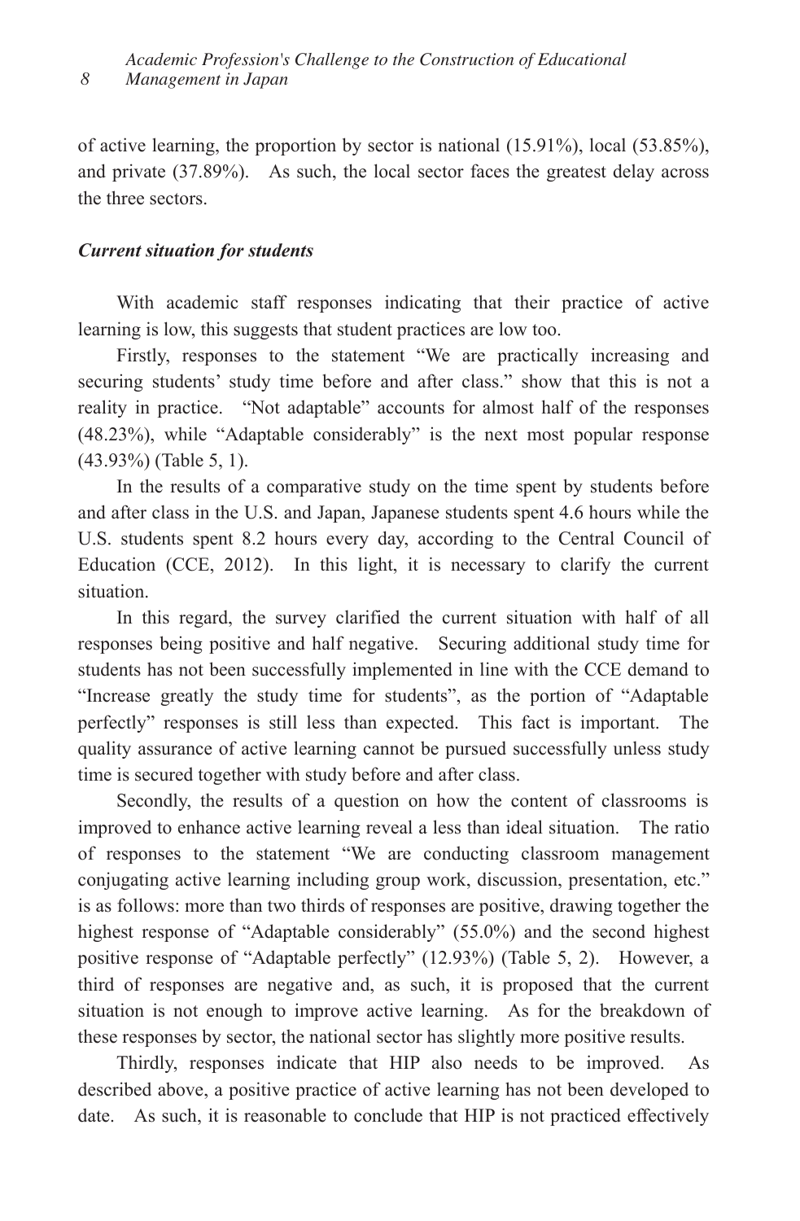of active learning, the proportion by sector is national (15.91%), local (53.85%), and private (37.89%). As such, the local sector faces the greatest delay across the three sectors.

### *Current situation for students*

With academic staff responses indicating that their practice of active learning is low, this suggests that student practices are low too.

Firstly, responses to the statement "We are practically increasing and securing students' study time before and after class." show that this is not a reality in practice. "Not adaptable" accounts for almost half of the responses (48.23%), while "Adaptable considerably" is the next most popular response (43.93%) (Table 5, 1).

In the results of a comparative study on the time spent by students before and after class in the U.S. and Japan, Japanese students spent 4.6 hours while the U.S. students spent 8.2 hours every day, according to the Central Council of Education (CCE, 2012). In this light, it is necessary to clarify the current situation.

In this regard, the survey clarified the current situation with half of all responses being positive and half negative. Securing additional study time for students has not been successfully implemented in line with the CCE demand to "Increase greatly the study time for students", as the portion of "Adaptable perfectly" responses is still less than expected. This fact is important. The quality assurance of active learning cannot be pursued successfully unless study time is secured together with study before and after class.

Secondly, the results of a question on how the content of classrooms is improved to enhance active learning reveal a less than ideal situation. The ratio of responses to the statement "We are conducting classroom management conjugating active learning including group work, discussion, presentation, etc." is as follows: more than two thirds of responses are positive, drawing together the highest response of "Adaptable considerably" (55.0%) and the second highest positive response of "Adaptable perfectly" (12.93%) (Table 5, 2). However, a third of responses are negative and, as such, it is proposed that the current situation is not enough to improve active learning. As for the breakdown of these responses by sector, the national sector has slightly more positive results.

Thirdly, responses indicate that HIP also needs to be improved. As described above, a positive practice of active learning has not been developed to date. As such, it is reasonable to conclude that HIP is not practiced effectively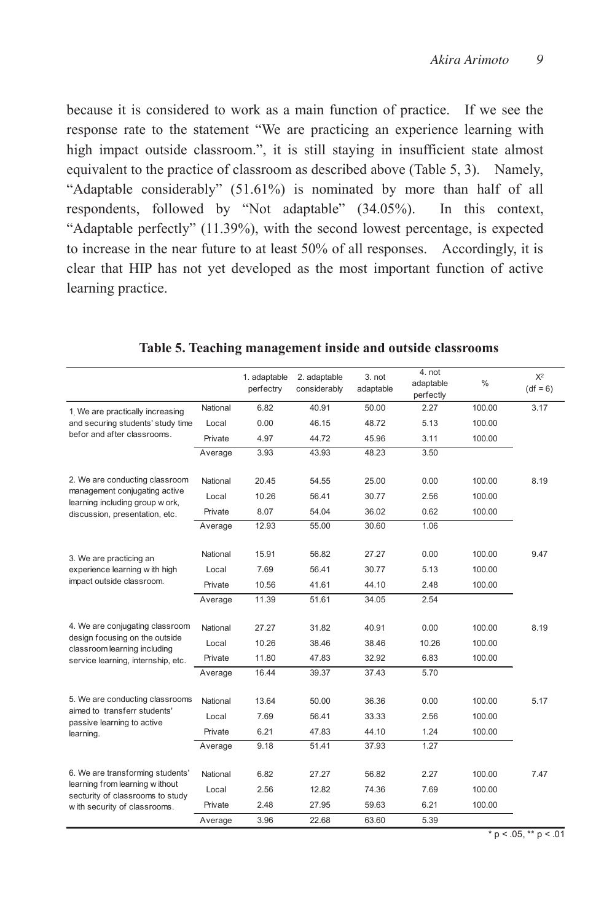because it is considered to work as a main function of practice. If we see the response rate to the statement "We are practicing an experience learning with high impact outside classroom.", it is still staying in insufficient state almost equivalent to the practice of classroom as described above (Table 5, 3). Namely, "Adaptable considerably" (51.61%) is nominated by more than half of all respondents, followed by "Not adaptable" (34.05%). In this context, "Adaptable perfectly" (11.39%), with the second lowest percentage, is expected to increase in the near future to at least 50% of all responses. Accordingly, it is clear that HIP has not yet developed as the most important function of active learning practice.

**Table 5. Teaching management inside and outside classrooms**

| | | 1. adaptable perfectry | 2. adaptable considerably | 3. not adaptable | 4. not adaptable perfectly | % | $X^2$ (df = 6) |
|---|---|---|---|---|---|---|---|
| 1. We are practically increasing and securing students' study time befor and after classrooms. | National | 6.82 | 40.91 | 50.00 | 2.27 | 100.00 | 3.17 |
| | Local | 0.00 | 46.15 | 48.72 | 5.13 | 100.00 | |
| | Private | 4.97 | 44.72 | 45.96 | 3.11 | 100.00 | |
| | Average | 3.93 | 43.93 | 48.23 | 3.50 | | |
| 2. We are conducting classroom management conjugating active learning including group w ork, discussion, presentation, etc. | National | 20.45 | 54.55 | 25.00 | 0.00 | 100.00 | 8.19 |
| | Local | 10.26 | 56.41 | 30.77 | 2.56 | 100.00 | |
| | Private | 8.07 | 54.04 | 36.02 | 0.62 | 100.00 | |
| | Average | 12.93 | 55.00 | 30.60 | 1.06 | | |
| 3. We are practicing an experience learning w ith high impact outside classroom. | National | 15.91 | 56.82 | 27.27 | 0.00 | 100.00 | 9.47 |
| | Local | 7.69 | 56.41 | 30.77 | 5.13 | 100.00 | |
| | Private | 10.56 | 41.61 | 44.10 | 2.48 | 100.00 | |
| | Average | 11.39 | 51.61 | 34.05 | 2.54 | | |
| 4. We are conjugating classroom design focusing on the outside classroom learning including service learning, internship, etc. | National | 27.27 | 31.82 | 40.91 | 0.00 | 100.00 | 8.19 |
| | Local | 10.26 | 38.46 | 38.46 | 10.26 | 100.00 | |
| | Private | 11.80 | 47.83 | 32.92 | 6.83 | 100.00 | |
| | Average | 16.44 | 39.37 | 37.43 | 5.70 | | |
| 5. We are conducting classrooms aimed to transferr students' passive learning to active learning. | National | 13.64 | 50.00 | 36.36 | 0.00 | 100.00 | 5.17 |
| | Local | 7.69 | 56.41 | 33.33 | 2.56 | 100.00 | |
| | Private | 6.21 | 47.83 | 44.10 | 1.24 | 100.00 | |
| | Average | 9.18 | 51.41 | 37.93 | 1.27 | | |
| 6. We are transforming students' learning from learning w ithout secturity of classrooms to study w ith security of classrooms. | National | 6.82 | 27.27 | 56.82 | 2.27 | 100.00 | 7.47 |
| | Local | 2.56 | 12.82 | 74.36 | 7.69 | 100.00 | |
| | Private | 2.48 | 27.95 | 59.63 | 6.21 | 100.00 | |
| | Average | 3.96 | 22.68 | 63.60 | 5.39 | | |

* $p < .05$, ** $p < .01$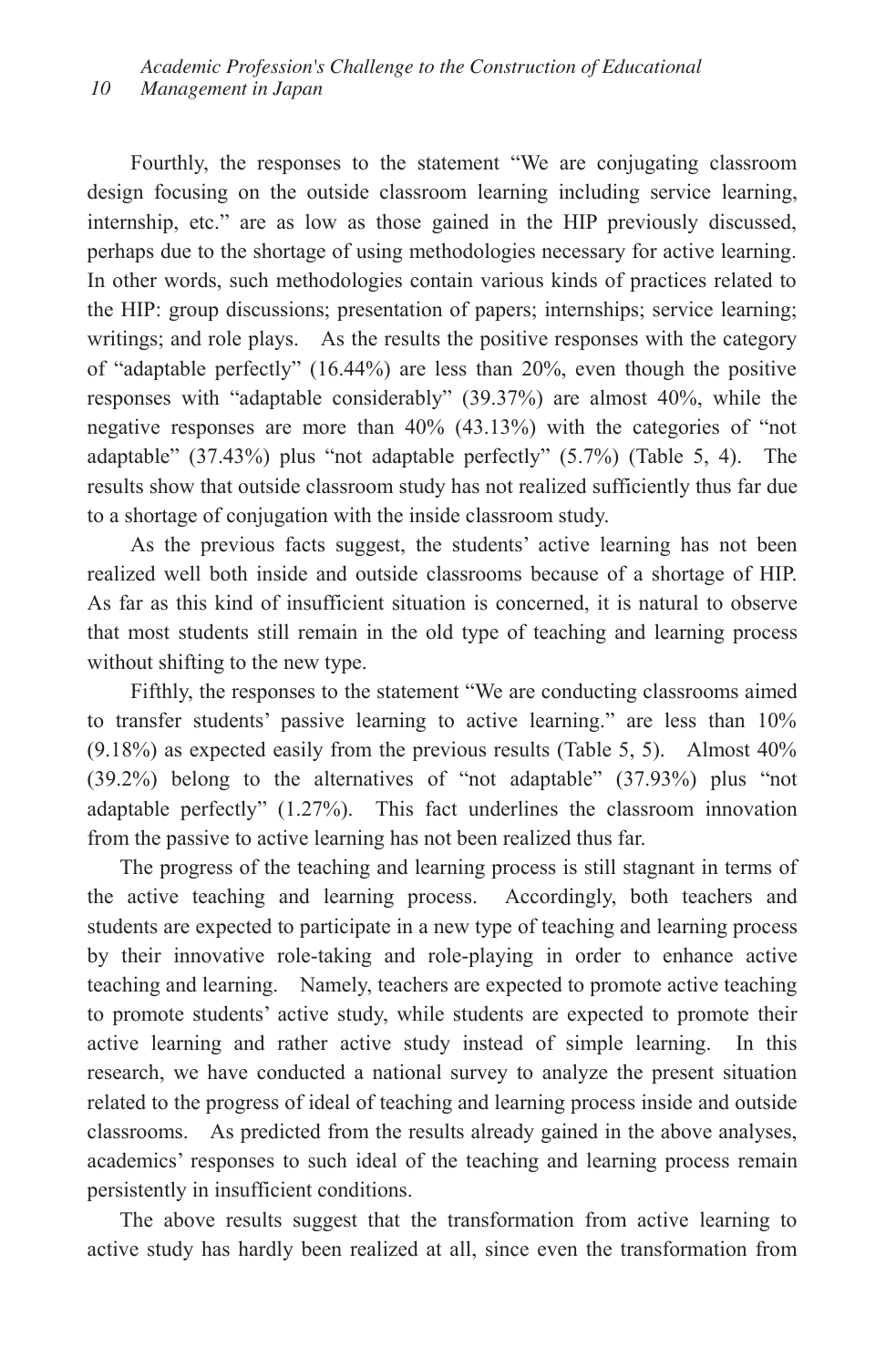Fourthly, the responses to the statement "We are conjugating classroom design focusing on the outside classroom learning including service learning, internship, etc." are as low as those gained in the HIP previously discussed, perhaps due to the shortage of using methodologies necessary for active learning. In other words, such methodologies contain various kinds of practices related to the HIP: group discussions; presentation of papers; internships; service learning; writings; and role plays. As the results the positive responses with the category of "adaptable perfectly" (16.44%) are less than 20%, even though the positive responses with "adaptable considerably" (39.37%) are almost 40%, while the negative responses are more than 40% (43.13%) with the categories of "not adaptable" (37.43%) plus "not adaptable perfectly" (5.7%) (Table 5, 4). The results show that outside classroom study has not realized sufficiently thus far due to a shortage of conjugation with the inside classroom study.

As the previous facts suggest, the students' active learning has not been realized well both inside and outside classrooms because of a shortage of HIP. As far as this kind of insufficient situation is concerned, it is natural to observe that most students still remain in the old type of teaching and learning process without shifting to the new type.

Fifthly, the responses to the statement "We are conducting classrooms aimed to transfer students' passive learning to active learning." are less than 10% (9.18%) as expected easily from the previous results (Table 5, 5). Almost 40% (39.2%) belong to the alternatives of "not adaptable" (37.93%) plus "not adaptable perfectly" (1.27%). This fact underlines the classroom innovation from the passive to active learning has not been realized thus far.

The progress of the teaching and learning process is still stagnant in terms of the active teaching and learning process. Accordingly, both teachers and students are expected to participate in a new type of teaching and learning process by their innovative role-taking and role-playing in order to enhance active teaching and learning. Namely, teachers are expected to promote active teaching to promote students' active study, while students are expected to promote their active learning and rather active study instead of simple learning. In this research, we have conducted a national survey to analyze the present situation related to the progress of ideal of teaching and learning process inside and outside classrooms. As predicted from the results already gained in the above analyses, academics' responses to such ideal of the teaching and learning process remain persistently in insufficient conditions.

The above results suggest that the transformation from active learning to active study has hardly been realized at all, since even the transformation from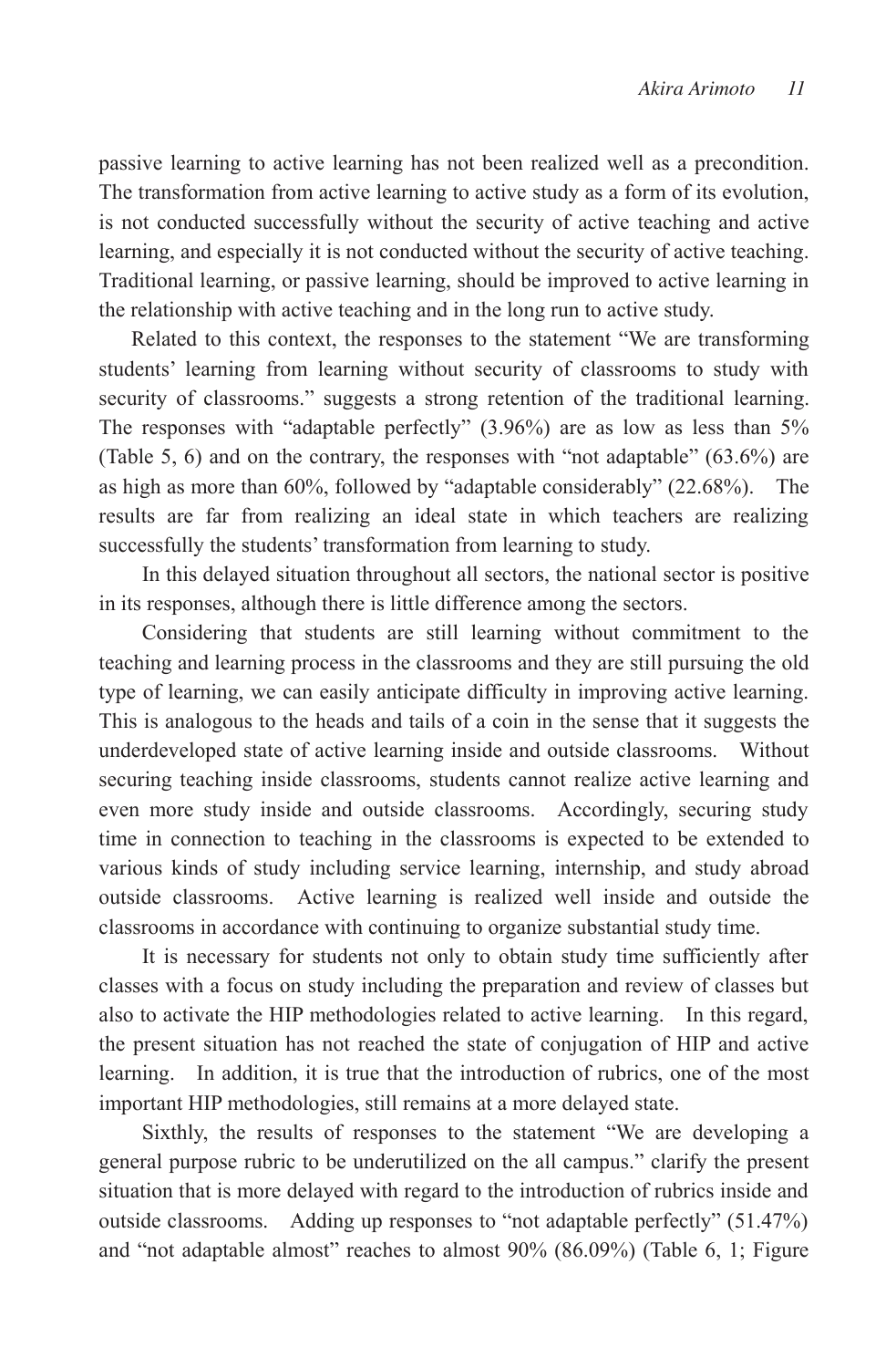passive learning to active learning has not been realized well as a precondition. The transformation from active learning to active study as a form of its evolution, is not conducted successfully without the security of active teaching and active learning, and especially it is not conducted without the security of active teaching. Traditional learning, or passive learning, should be improved to active learning in the relationship with active teaching and in the long run to active study.

Related to this context, the responses to the statement "We are transforming students' learning from learning without security of classrooms to study with security of classrooms." suggests a strong retention of the traditional learning. The responses with "adaptable perfectly" (3.96%) are as low as less than 5% (Table 5, 6) and on the contrary, the responses with "not adaptable" (63.6%) are as high as more than 60%, followed by "adaptable considerably" (22.68%). The results are far from realizing an ideal state in which teachers are realizing successfully the students' transformation from learning to study.

In this delayed situation throughout all sectors, the national sector is positive in its responses, although there is little difference among the sectors.

Considering that students are still learning without commitment to the teaching and learning process in the classrooms and they are still pursuing the old type of learning, we can easily anticipate difficulty in improving active learning. This is analogous to the heads and tails of a coin in the sense that it suggests the underdeveloped state of active learning inside and outside classrooms. Without securing teaching inside classrooms, students cannot realize active learning and even more study inside and outside classrooms. Accordingly, securing study time in connection to teaching in the classrooms is expected to be extended to various kinds of study including service learning, internship, and study abroad outside classrooms. Active learning is realized well inside and outside the classrooms in accordance with continuing to organize substantial study time.

It is necessary for students not only to obtain study time sufficiently after classes with a focus on study including the preparation and review of classes but also to activate the HIP methodologies related to active learning. In this regard, the present situation has not reached the state of conjugation of HIP and active learning. In addition, it is true that the introduction of rubrics, one of the most important HIP methodologies, still remains at a more delayed state.

Sixthly, the results of responses to the statement "We are developing a general purpose rubric to be underutilized on the all campus." clarify the present situation that is more delayed with regard to the introduction of rubrics inside and outside classrooms. Adding up responses to "not adaptable perfectly" (51.47%) and "not adaptable almost" reaches to almost 90% (86.09%) (Table 6, 1; Figure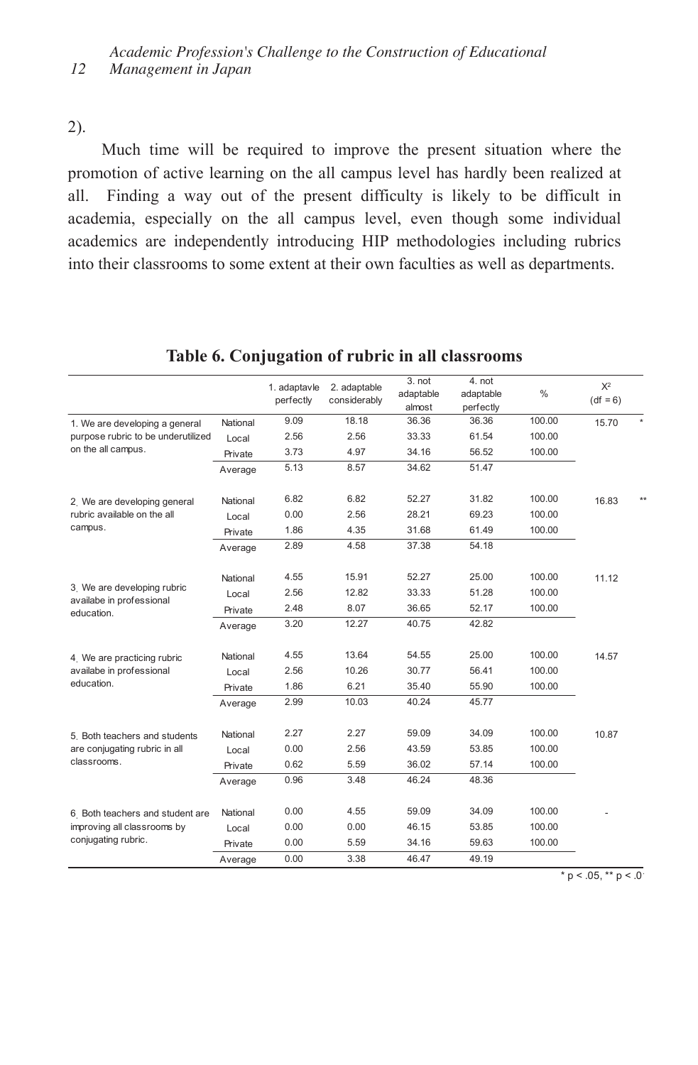2).

Much time will be required to improve the present situation where the promotion of active learning on the all campus level has hardly been realized at all. Finding a way out of the present difficulty is likely to be difficult in academia, especially on the all campus level, even though some individual academics are independently introducing HIP methodologies including rubrics into their classrooms to some extent at their own faculties as well as departments.

**Table 6. Conjugation of rubric in all classrooms**

| | | 1. adaptavle perfectly | 2. adaptable considerably | 3. not adaptable almost | 4. not adaptable perfectly | % | $X^2$ (df = 6) | |
|---|---|---|---|---|---|---|---|---|
| 1. We are developing a general purpose rubric to be underutilized on the all campus. | National | 9.09 | 18.18 | 36.36 | 36.36 | 100.00 | 15.70 | * |
| | Local | 2.56 | 2.56 | 33.33 | 61.54 | 100.00 | | |
| | Private | 3.73 | 4.97 | 34.16 | 56.52 | 100.00 | | |
| | Average | 5.13 | 8.57 | 34.62 | 51.47 | | | |
| 2. We are developing general rubric available on the all campus. | National | 6.82 | 6.82 | 52.27 | 31.82 | 100.00 | 16.83 | ** |
| | Local | 0.00 | 2.56 | 28.21 | 69.23 | 100.00 | | |
| | Private | 1.86 | 4.35 | 31.68 | 61.49 | 100.00 | | |
| | Average | 2.89 | 4.58 | 37.38 | 54.18 | | | |
| 3. We are developing rubric availabe in professional education. | National | 4.55 | 15.91 | 52.27 | 25.00 | 100.00 | 11.12 | |
| | Local | 2.56 | 12.82 | 33.33 | 51.28 | 100.00 | | |
| | Private | 2.48 | 8.07 | 36.65 | 52.17 | 100.00 | | |
| | Average | 3.20 | 12.27 | 40.75 | 42.82 | | | |
| 4. We are practicing rubric availabe in professional education. | National | 4.55 | 13.64 | 54.55 | 25.00 | 100.00 | 14.57 | |
| | Local | 2.56 | 10.26 | 30.77 | 56.41 | 100.00 | | |
| | Private | 1.86 | 6.21 | 35.40 | 55.90 | 100.00 | | |
| | Average | 2.99 | 10.03 | 40.24 | 45.77 | | | |
| 5. Both teachers and students are conjugating rubric in all classrooms. | National | 2.27 | 2.27 | 59.09 | 34.09 | 100.00 | 10.87 | |
| | Local | 0.00 | 2.56 | 43.59 | 53.85 | 100.00 | | |
| | Private | 0.62 | 5.59 | 36.02 | 57.14 | 100.00 | | |
| | Average | 0.96 | 3.48 | 46.24 | 48.36 | | | |
| 6. Both teachers and student are improving all classrooms by conjugating rubric. | National | 0.00 | 4.55 | 59.09 | 34.09 | 100.00 | - | |
| | Local | 0.00 | 0.00 | 46.15 | 53.85 | 100.00 | | |
| | Private | 0.00 | 5.59 | 34.16 | 59.63 | 100.00 | | |
| | Average | 0.00 | 3.38 | 46.47 | 49.19 | | | |

* $p < .05$, ** $p < .01$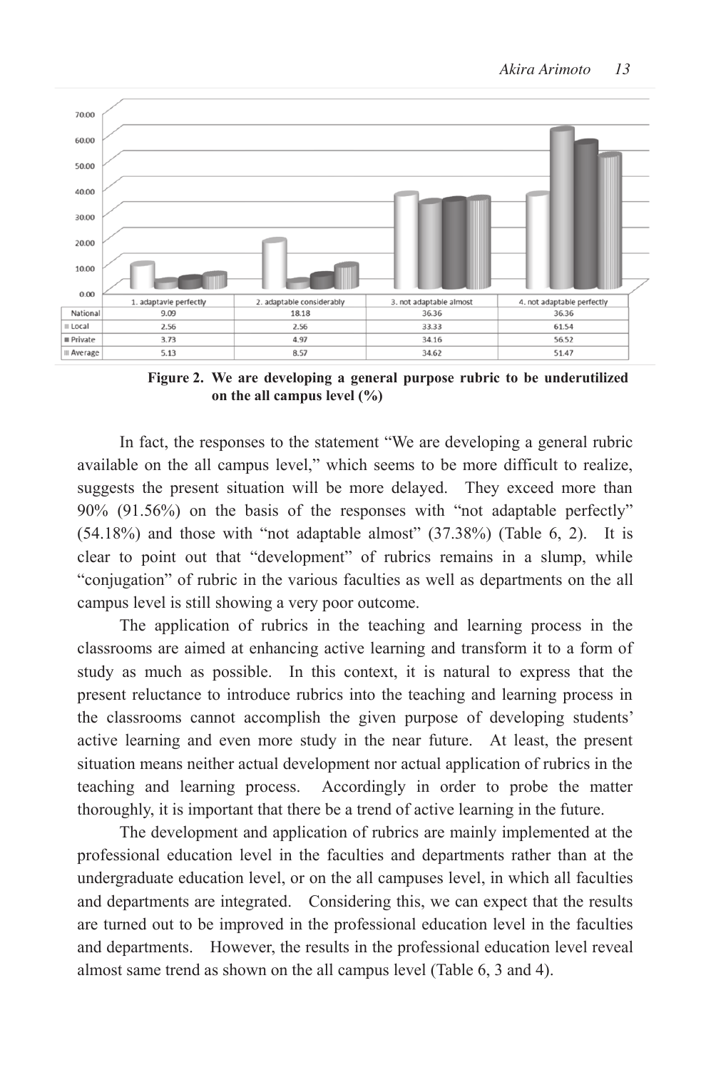|  | 1. adaptavle perfectly | 2. adaptable considerably | 3. not adaptable almost | 4. not adaptable perfectly |
|---|---|---|---|---|
| National | 9.09 | 18.18 | 36.36 | 36.36 |
| Local | 2.56 | 2.56 | 33.33 | 61.54 |
| Private | 3.73 | 4.97 | 34.16 | 56.52 |
| Average | 5.13 | 8.57 | 34.62 | 51.47 |

**Figure 2. We are developing a general purpose rubric to be underutilized on the all campus level (%)**

In fact, the responses to the statement "We are developing a general rubric available on the all campus level," which seems to be more difficult to realize, suggests the present situation will be more delayed. They exceed more than 90% (91.56%) on the basis of the responses with "not adaptable perfectly" (54.18%) and those with "not adaptable almost" (37.38%) (Table 6, 2). It is clear to point out that "development" of rubrics remains in a slump, while "conjugation" of rubric in the various faculties as well as departments on the all campus level is still showing a very poor outcome.

The application of rubrics in the teaching and learning process in the classrooms are aimed at enhancing active learning and transform it to a form of study as much as possible. In this context, it is natural to express that the present reluctance to introduce rubrics into the teaching and learning process in the classrooms cannot accomplish the given purpose of developing students' active learning and even more study in the near future. At least, the present situation means neither actual development nor actual application of rubrics in the teaching and learning process. Accordingly in order to probe the matter thoroughly, it is important that there be a trend of active learning in the future.

The development and application of rubrics are mainly implemented at the professional education level in the faculties and departments rather than at the undergraduate education level, or on the all campuses level, in which all faculties and departments are integrated. Considering this, we can expect that the results are turned out to be improved in the professional education level in the faculties and departments. However, the results in the professional education level reveal almost same trend as shown on the all campus level (Table 6, 3 and 4).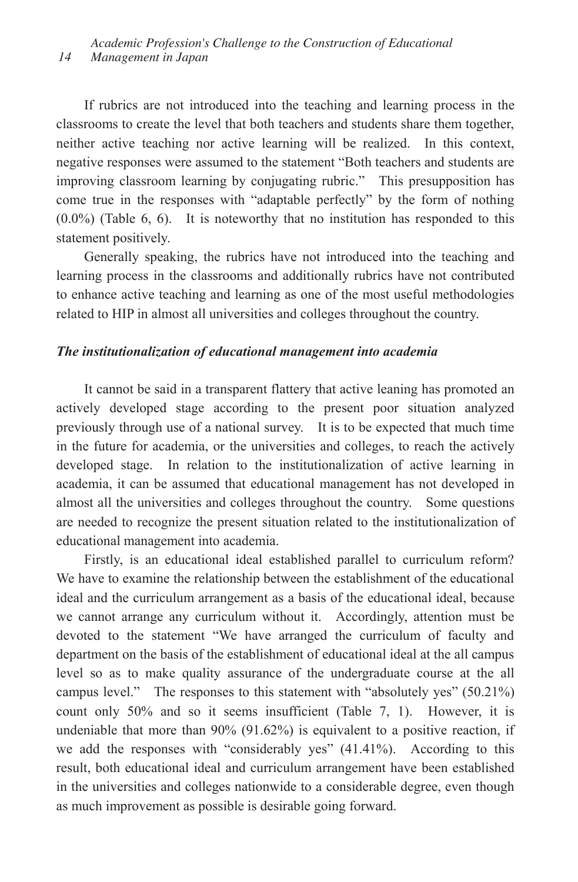If rubrics are not introduced into the teaching and learning process in the classrooms to create the level that both teachers and students share them together, neither active teaching nor active learning will be realized. In this context, negative responses were assumed to the statement "Both teachers and students are improving classroom learning by conjugating rubric." This presupposition has come true in the responses with "adaptable perfectly" by the form of nothing (0.0%) (Table 6, 6). It is noteworthy that no institution has responded to this statement positively.

Generally speaking, the rubrics have not introduced into the teaching and learning process in the classrooms and additionally rubrics have not contributed to enhance active teaching and learning as one of the most useful methodologies related to HIP in almost all universities and colleges throughout the country.

### *The institutionalization of educational management into academia*

It cannot be said in a transparent flattery that active leaning has promoted an actively developed stage according to the present poor situation analyzed previously through use of a national survey. It is to be expected that much time in the future for academia, or the universities and colleges, to reach the actively developed stage. In relation to the institutionalization of active learning in academia, it can be assumed that educational management has not developed in almost all the universities and colleges throughout the country. Some questions are needed to recognize the present situation related to the institutionalization of educational management into academia.

Firstly, is an educational ideal established parallel to curriculum reform? We have to examine the relationship between the establishment of the educational ideal and the curriculum arrangement as a basis of the educational ideal, because we cannot arrange any curriculum without it. Accordingly, attention must be devoted to the statement "We have arranged the curriculum of faculty and department on the basis of the establishment of educational ideal at the all campus level so as to make quality assurance of the undergraduate course at the all campus level." The responses to this statement with "absolutely yes" (50.21%) count only 50% and so it seems insufficient (Table 7, 1). However, it is undeniable that more than 90% (91.62%) is equivalent to a positive reaction, if we add the responses with "considerably yes" (41.41%). According to this result, both educational ideal and curriculum arrangement have been established in the universities and colleges nationwide to a considerable degree, even though as much improvement as possible is desirable going forward.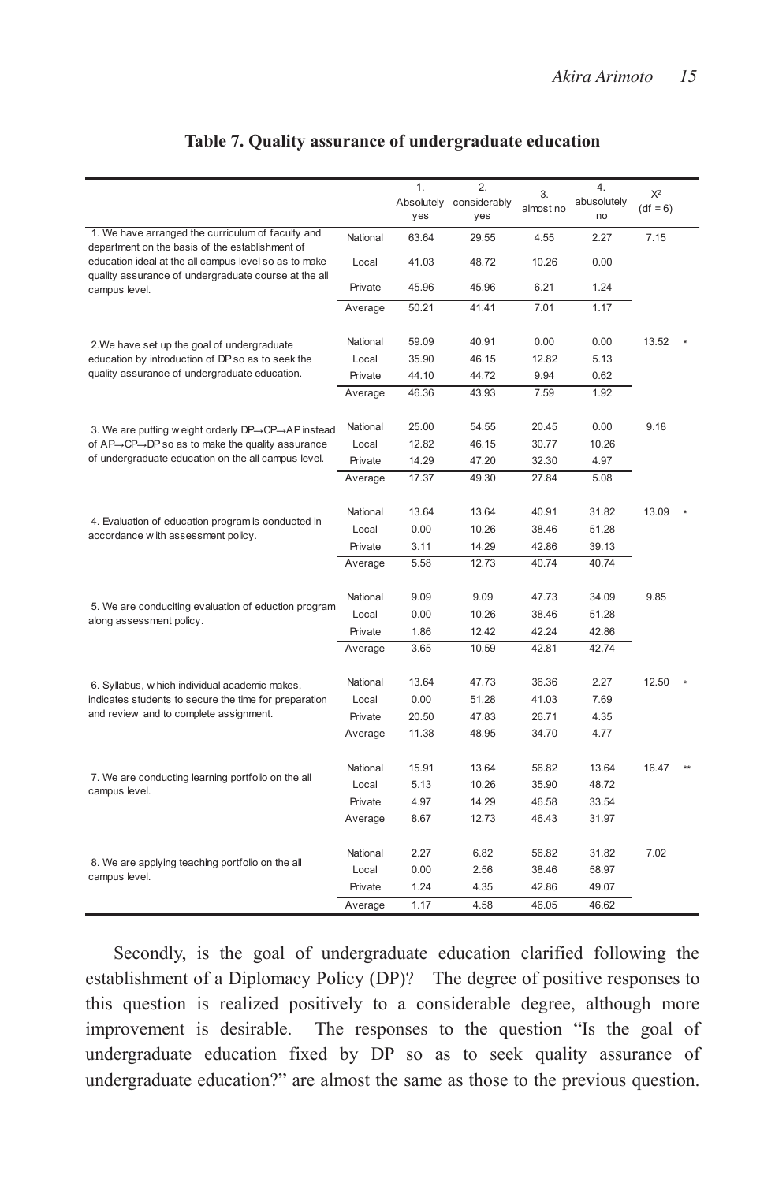**Table 7. Quality assurance of undergraduate education**

| | | 1. Absolutely yes | 2. considerably yes | 3. almost no | 4. abusolutely no | $X^2$ (df = 6) | |
|---|---|---|---|---|---|---|---|
| 1. We have arranged the curriculum of faculty and department on the basis of the establishment of education ideal at the all campus level so as to make quality assurance of undergraduate course at the all campus level. | National | 63.64 | 29.55 | 4.55 | 2.27 | 7.15 | |
| | Local | 41.03 | 48.72 | 10.26 | 0.00 | | |
| | Private | 45.96 | 45.96 | 6.21 | 1.24 | | |
| | Average | 50.21 | 41.41 | 7.01 | 1.17 | | |
| 2.We have set up the goal of undergraduate education by introduction of DP so as to seek the quality assurance of undergraduate education. | National | 59.09 | 40.91 | 0.00 | 0.00 | 13.52 | * |
| | Local | 35.90 | 46.15 | 12.82 | 5.13 | | |
| | Private | 44.10 | 44.72 | 9.94 | 0.62 | | |
| | Average | 46.36 | 43.93 | 7.59 | 1.92 | | |
| 3. We are putting w eight orderly DP→CP→AP instead of AP→CP→DP so as to make the quality assurance of undergraduate education on the all campus level. | National | 25.00 | 54.55 | 20.45 | 0.00 | 9.18 | |
| | Local | 12.82 | 46.15 | 30.77 | 10.26 | | |
| | Private | 14.29 | 47.20 | 32.30 | 4.97 | | |
| | Average | 17.37 | 49.30 | 27.84 | 5.08 | | |
| 4. Evaluation of education program is conducted in accordance w ith assessment policy. | National | 13.64 | 13.64 | 40.91 | 31.82 | 13.09 | * |
| | Local | 0.00 | 10.26 | 38.46 | 51.28 | | |
| | Private | 3.11 | 14.29 | 42.86 | 39.13 | | |
| | Average | 5.58 | 12.73 | 40.74 | 40.74 | | |
| 5. We are conduciting evaluation of eduction program along assessment policy. | National | 9.09 | 9.09 | 47.73 | 34.09 | 9.85 | |
| | Local | 0.00 | 10.26 | 38.46 | 51.28 | | |
| | Private | 1.86 | 12.42 | 42.24 | 42.86 | | |
| | Average | 3.65 | 10.59 | 42.81 | 42.74 | | |
| 6. Syllabus, w hich individual academic makes, indicates students to secure the time for preparation and review and to complete assignment. | National | 13.64 | 47.73 | 36.36 | 2.27 | 12.50 | * |
| | Local | 0.00 | 51.28 | 41.03 | 7.69 | | |
| | Private | 20.50 | 47.83 | 26.71 | 4.35 | | |
| | Average | 11.38 | 48.95 | 34.70 | 4.77 | | |
| 7. We are conducting learning portfolio on the all campus level. | National | 15.91 | 13.64 | 56.82 | 13.64 | 16.47 | ** |
| | Local | 5.13 | 10.26 | 35.90 | 48.72 | | |
| | Private | 4.97 | 14.29 | 46.58 | 33.54 | | |
| | Average | 8.67 | 12.73 | 46.43 | 31.97 | | |
| 8. We are applying teaching portfolio on the all campus level. | National | 2.27 | 6.82 | 56.82 | 31.82 | 7.02 | |
| | Local | 0.00 | 2.56 | 38.46 | 58.97 | | |
| | Private | 1.24 | 4.35 | 42.86 | 49.07 | | |
| | Average | 1.17 | 4.58 | 46.05 | 46.62 | | |

Secondly, is the goal of undergraduate education clarified following the establishment of a Diplomacy Policy (DP)? The degree of positive responses to this question is realized positively to a considerable degree, although more improvement is desirable. The responses to the question "Is the goal of undergraduate education fixed by DP so as to seek quality assurance of undergraduate education?" are almost the same as those to the previous question.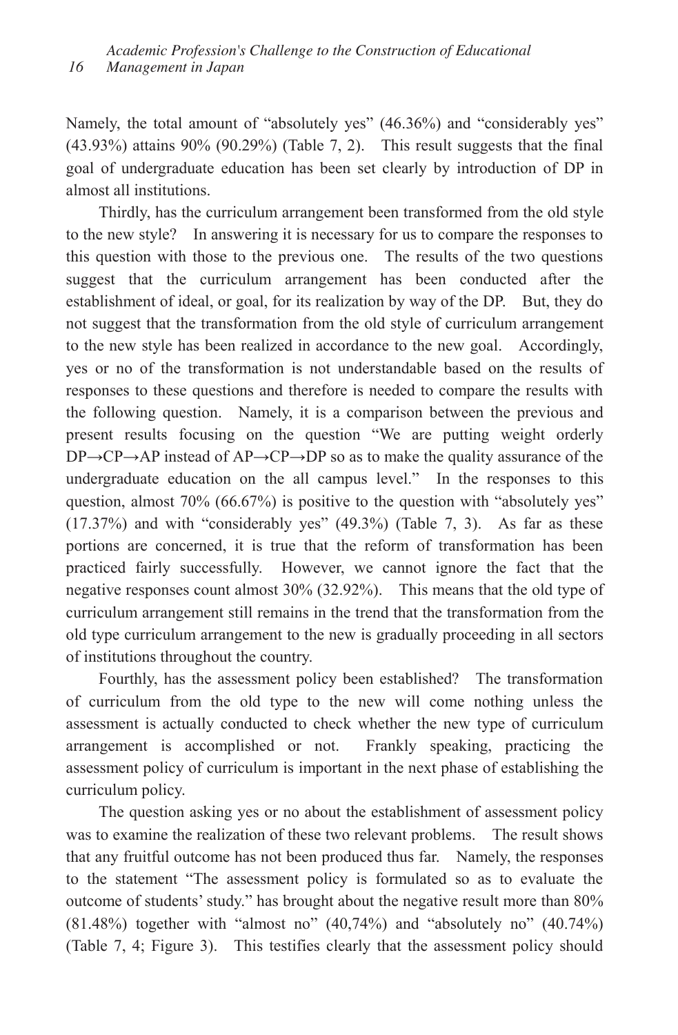Namely, the total amount of "absolutely yes" (46.36%) and "considerably yes" (43.93%) attains 90% (90.29%) (Table 7, 2). This result suggests that the final goal of undergraduate education has been set clearly by introduction of DP in almost all institutions.

Thirdly, has the curriculum arrangement been transformed from the old style to the new style? In answering it is necessary for us to compare the responses to this question with those to the previous one. The results of the two questions suggest that the curriculum arrangement has been conducted after the establishment of ideal, or goal, for its realization by way of the DP. But, they do not suggest that the transformation from the old style of curriculum arrangement to the new style has been realized in accordance to the new goal. Accordingly, yes or no of the transformation is not understandable based on the results of responses to these questions and therefore is needed to compare the results with the following question. Namely, it is a comparison between the previous and present results focusing on the question "We are putting weight orderly DP→CP→AP instead of AP→CP→DP so as to make the quality assurance of the undergraduate education on the all campus level." In the responses to this question, almost 70% (66.67%) is positive to the question with "absolutely yes" (17.37%) and with "considerably yes" (49.3%) (Table 7, 3). As far as these portions are concerned, it is true that the reform of transformation has been practiced fairly successfully. However, we cannot ignore the fact that the negative responses count almost 30% (32.92%). This means that the old type of curriculum arrangement still remains in the trend that the transformation from the old type curriculum arrangement to the new is gradually proceeding in all sectors of institutions throughout the country.

Fourthly, has the assessment policy been established? The transformation of curriculum from the old type to the new will come nothing unless the assessment is actually conducted to check whether the new type of curriculum arrangement is accomplished or not. Frankly speaking, practicing the assessment policy of curriculum is important in the next phase of establishing the curriculum policy.

The question asking yes or no about the establishment of assessment policy was to examine the realization of these two relevant problems. The result shows that any fruitful outcome has not been produced thus far. Namely, the responses to the statement "The assessment policy is formulated so as to evaluate the outcome of students' study." has brought about the negative result more than 80% (81.48%) together with "almost no" (40,74%) and "absolutely no" (40.74%) (Table 7, 4; Figure 3). This testifies clearly that the assessment policy should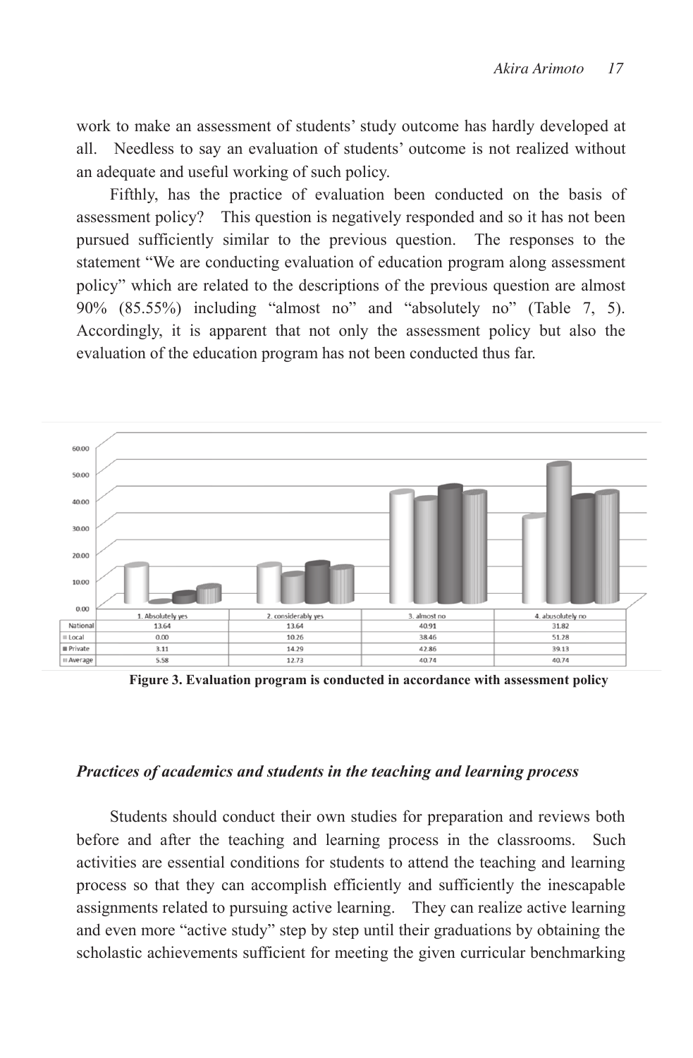work to make an assessment of students' study outcome has hardly developed at all. Needless to say an evaluation of students' outcome is not realized without an adequate and useful working of such policy.

Fifthly, has the practice of evaluation been conducted on the basis of assessment policy? This question is negatively responded and so it has not been pursued sufficiently similar to the previous question. The responses to the statement "We are conducting evaluation of education program along assessment policy" which are related to the descriptions of the previous question are almost 90% (85.55%) including "almost no" and "absolutely no" (Table 7, 5). Accordingly, it is apparent that not only the assessment policy but also the evaluation of the education program has not been conducted thus far.

| | 1. Absolutely yes | 2. considerably yes | 3. almost no | 4. abusolutely no |
|---|---|---|---|---|
| National | 13.64 | 13.64 | 40.91 | 31.82 |
| Local | 0.00 | 10.26 | 38.46 | 51.28 |
| Private | 3.11 | 14.29 | 42.86 | 39.13 |
| Average | 5.58 | 12.73 | 40.74 | 40.74 |

**Figure 3. Evaluation program is conducted in accordance with assessment policy**

### *Practices of academics and students in the teaching and learning process*

Students should conduct their own studies for preparation and reviews both before and after the teaching and learning process in the classrooms. Such activities are essential conditions for students to attend the teaching and learning process so that they can accomplish efficiently and sufficiently the inescapable assignments related to pursuing active learning. They can realize active learning and even more "active study" step by step until their graduations by obtaining the scholastic achievements sufficient for meeting the given curricular benchmarking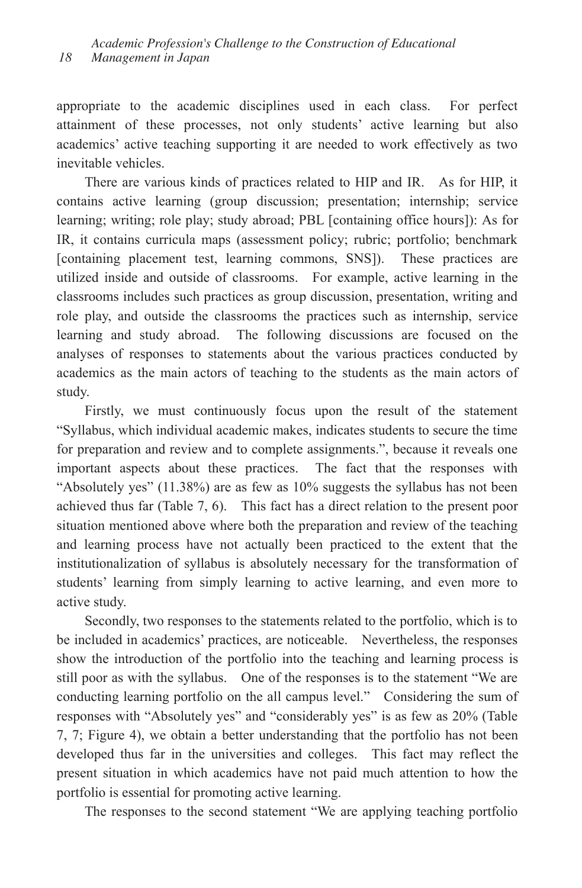appropriate to the academic disciplines used in each class. For perfect attainment of these processes, not only students' active learning but also academics' active teaching supporting it are needed to work effectively as two inevitable vehicles.

There are various kinds of practices related to HIP and IR. As for HIP, it contains active learning (group discussion; presentation; internship; service learning; writing; role play; study abroad; PBL [containing office hours]): As for IR, it contains curricula maps (assessment policy; rubric; portfolio; benchmark [containing placement test, learning commons, SNS]). These practices are utilized inside and outside of classrooms. For example, active learning in the classrooms includes such practices as group discussion, presentation, writing and role play, and outside the classrooms the practices such as internship, service learning and study abroad. The following discussions are focused on the analyses of responses to statements about the various practices conducted by academics as the main actors of teaching to the students as the main actors of study.

Firstly, we must continuously focus upon the result of the statement "Syllabus, which individual academic makes, indicates students to secure the time for preparation and review and to complete assignments.", because it reveals one important aspects about these practices. The fact that the responses with "Absolutely yes" (11.38%) are as few as 10% suggests the syllabus has not been achieved thus far (Table 7, 6). This fact has a direct relation to the present poor situation mentioned above where both the preparation and review of the teaching and learning process have not actually been practiced to the extent that the institutionalization of syllabus is absolutely necessary for the transformation of students' learning from simply learning to active learning, and even more to active study.

Secondly, two responses to the statements related to the portfolio, which is to be included in academics' practices, are noticeable. Nevertheless, the responses show the introduction of the portfolio into the teaching and learning process is still poor as with the syllabus. One of the responses is to the statement "We are conducting learning portfolio on the all campus level." Considering the sum of responses with "Absolutely yes" and "considerably yes" is as few as 20% (Table 7, 7; Figure 4), we obtain a better understanding that the portfolio has not been developed thus far in the universities and colleges. This fact may reflect the present situation in which academics have not paid much attention to how the portfolio is essential for promoting active learning.

The responses to the second statement "We are applying teaching portfolio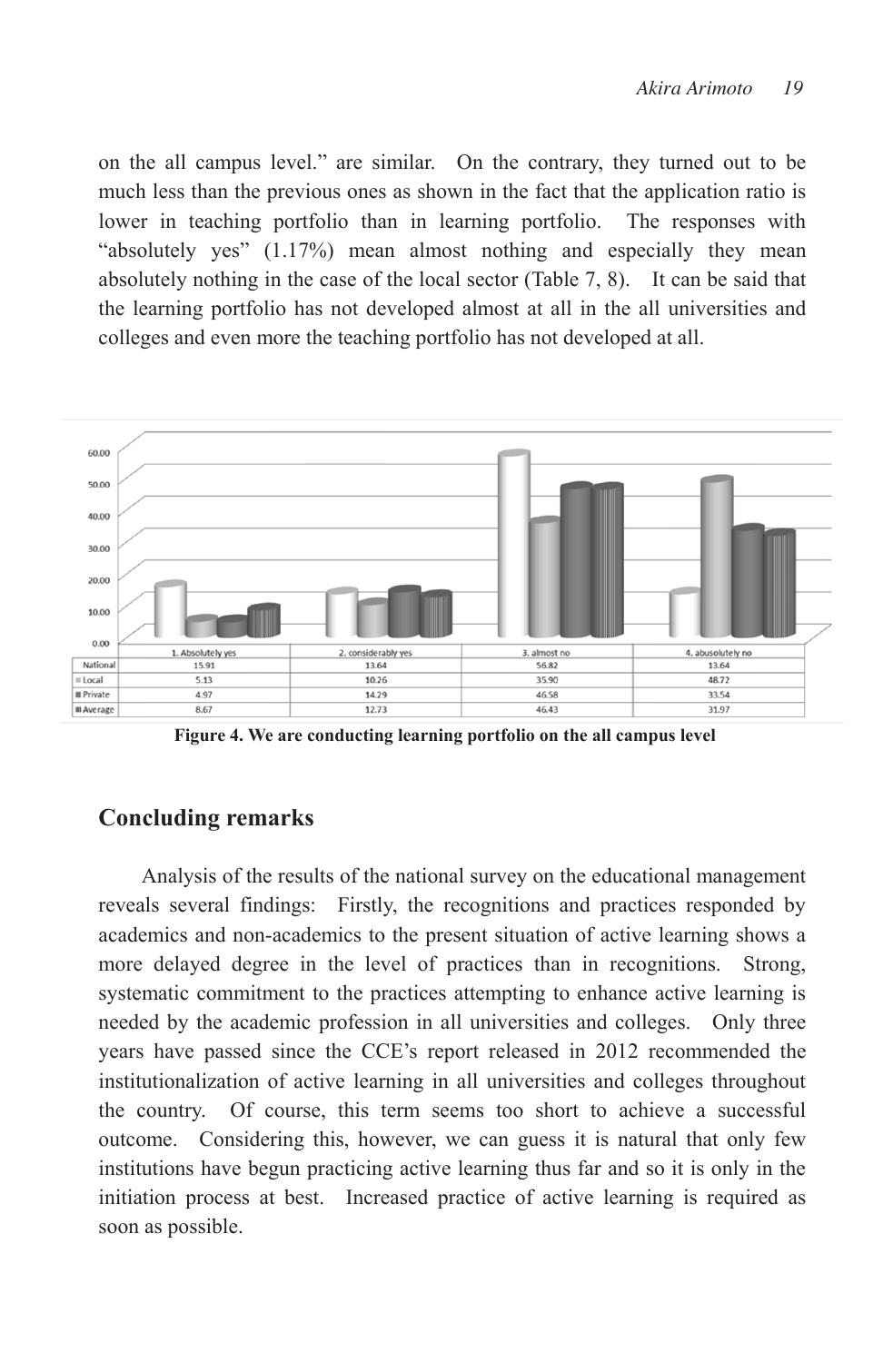on the all campus level." are similar. On the contrary, they turned out to be much less than the previous ones as shown in the fact that the application ratio is lower in teaching portfolio than in learning portfolio. The responses with "absolutely yes" (1.17%) mean almost nothing and especially they mean absolutely nothing in the case of the local sector (Table 7, 8). It can be said that the learning portfolio has not developed almost at all in the all universities and colleges and even more the teaching portfolio has not developed at all.

| | 1. Absolutely yes | 2. considerably yes | 3. almost no | 4. abusolutely no |
|---|---|---|---|---|
| National | 15.91 | 13.64 | 56.82 | 13.64 |
| Local | 5.13 | 10.26 | 35.90 | 48.72 |
| Private | 4.97 | 14.29 | 46.58 | 33.54 |
| Average | 8.67 | 12.73 | 46.43 | 31.97 |

**Figure 4. We are conducting learning portfolio on the all campus level**

## Concluding remarks

Analysis of the results of the national survey on the educational management reveals several findings: Firstly, the recognitions and practices responded by academics and non-academics to the present situation of active learning shows a more delayed degree in the level of practices than in recognitions. Strong, systematic commitment to the practices attempting to enhance active learning is needed by the academic profession in all universities and colleges. Only three years have passed since the CCE's report released in 2012 recommended the institutionalization of active learning in all universities and colleges throughout the country. Of course, this term seems too short to achieve a successful outcome. Considering this, however, we can guess it is natural that only few institutions have begun practicing active learning thus far and so it is only in the initiation process at best. Increased practice of active learning is required as soon as possible.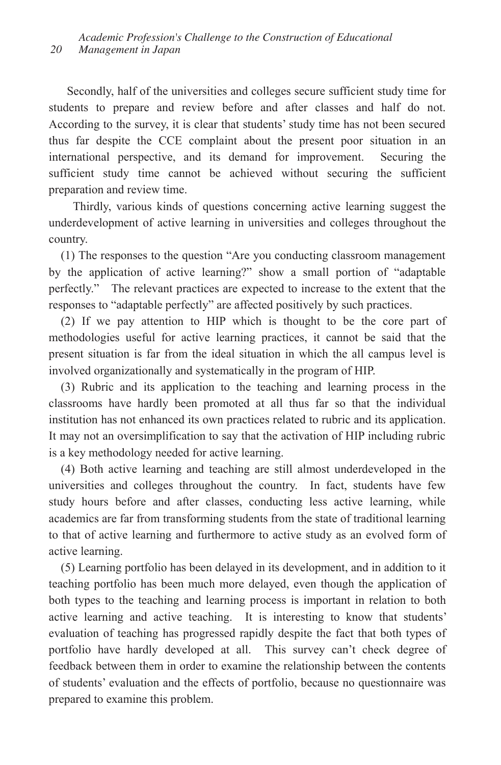Secondly, half of the universities and colleges secure sufficient study time for students to prepare and review before and after classes and half do not. According to the survey, it is clear that students' study time has not been secured thus far despite the CCE complaint about the present poor situation in an international perspective, and its demand for improvement. Securing the sufficient study time cannot be achieved without securing the sufficient preparation and review time.

Thirdly, various kinds of questions concerning active learning suggest the underdevelopment of active learning in universities and colleges throughout the country.

(1) The responses to the question "Are you conducting classroom management by the application of active learning?" show a small portion of "adaptable perfectly." The relevant practices are expected to increase to the extent that the responses to "adaptable perfectly" are affected positively by such practices.

(2) If we pay attention to HIP which is thought to be the core part of methodologies useful for active learning practices, it cannot be said that the present situation is far from the ideal situation in which the all campus level is involved organizationally and systematically in the program of HIP.

(3) Rubric and its application to the teaching and learning process in the classrooms have hardly been promoted at all thus far so that the individual institution has not enhanced its own practices related to rubric and its application. It may not an oversimplification to say that the activation of HIP including rubric is a key methodology needed for active learning.

(4) Both active learning and teaching are still almost underdeveloped in the universities and colleges throughout the country. In fact, students have few study hours before and after classes, conducting less active learning, while academics are far from transforming students from the state of traditional learning to that of active learning and furthermore to active study as an evolved form of active learning.

(5) Learning portfolio has been delayed in its development, and in addition to it teaching portfolio has been much more delayed, even though the application of both types to the teaching and learning process is important in relation to both active learning and active teaching. It is interesting to know that students' evaluation of teaching has progressed rapidly despite the fact that both types of portfolio have hardly developed at all. This survey can't check degree of feedback between them in order to examine the relationship between the contents of students' evaluation and the effects of portfolio, because no questionnaire was prepared to examine this problem.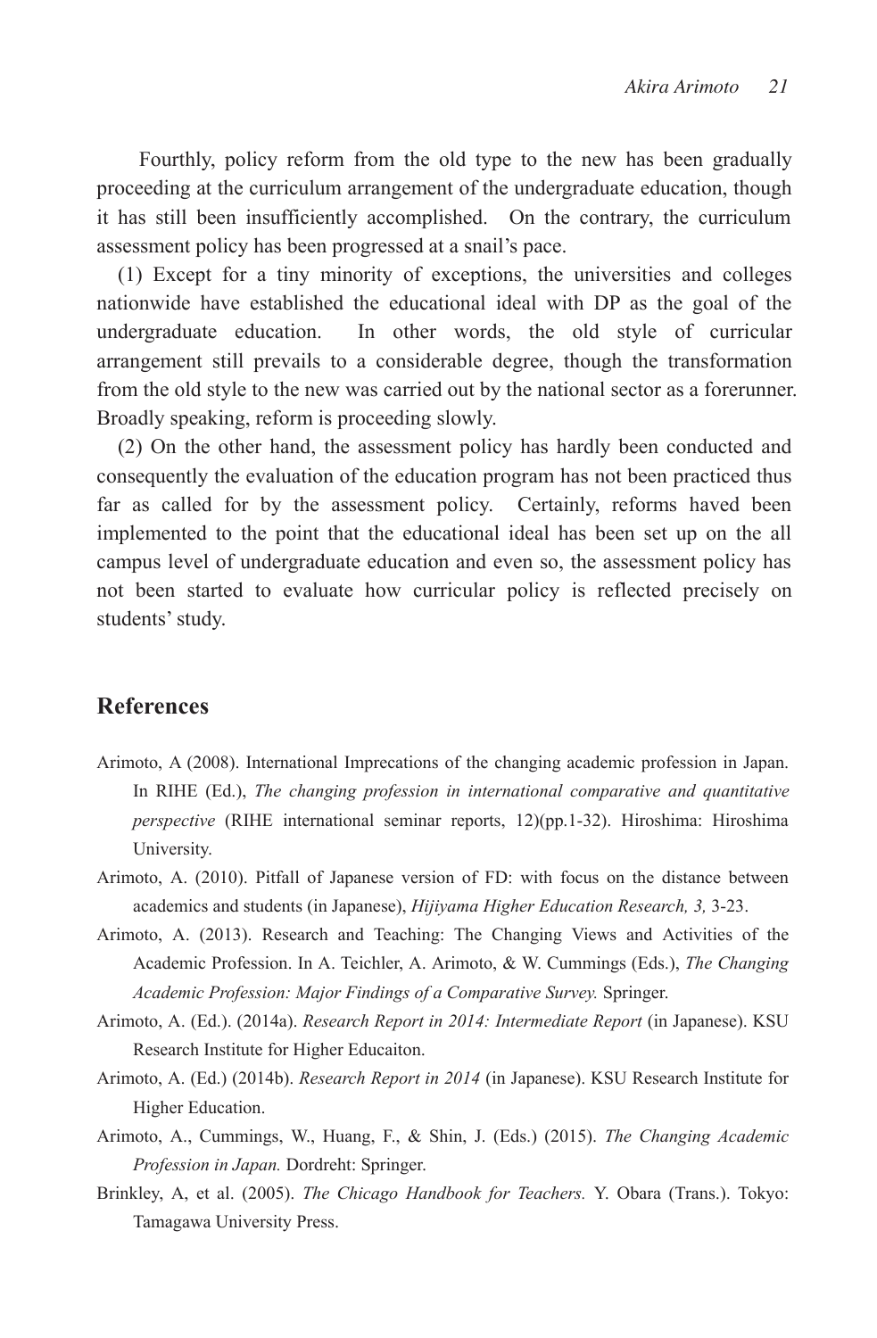Fourthly, policy reform from the old type to the new has been gradually proceeding at the curriculum arrangement of the undergraduate education, though it has still been insufficiently accomplished. On the contrary, the curriculum assessment policy has been progressed at a snail's pace.

(1) Except for a tiny minority of exceptions, the universities and colleges nationwide have established the educational ideal with DP as the goal of the undergraduate education. In other words, the old style of curricular arrangement still prevails to a considerable degree, though the transformation from the old style to the new was carried out by the national sector as a forerunner. Broadly speaking, reform is proceeding slowly.

(2) On the other hand, the assessment policy has hardly been conducted and consequently the evaluation of the education program has not been practiced thus far as called for by the assessment policy. Certainly, reforms haved been implemented to the point that the educational ideal has been set up on the all campus level of undergraduate education and even so, the assessment policy has not been started to evaluate how curricular policy is reflected precisely on students' study.

## References

Arimoto, A (2008). International Imprecations of the changing academic profession in Japan. In RIHE (Ed.), *The changing profession in international comparative and quantitative perspective* (RIHE international seminar reports, 12)(pp.1-32). Hiroshima: Hiroshima University.

Arimoto, A. (2010). Pitfall of Japanese version of FD: with focus on the distance between academics and students (in Japanese), *Hijiyama Higher Education Research, 3,* 3-23.

Arimoto, A. (2013). Research and Teaching: The Changing Views and Activities of the Academic Profession. In A. Teichler, A. Arimoto, & W. Cummings (Eds.), *The Changing Academic Profession: Major Findings of a Comparative Survey.* Springer.

Arimoto, A. (Ed.). (2014a). *Research Report in 2014: Intermediate Report* (in Japanese). KSU Research Institute for Higher Educaiton.

Arimoto, A. (Ed.) (2014b). *Research Report in 2014* (in Japanese). KSU Research Institute for Higher Education.

Arimoto, A., Cummings, W., Huang, F., & Shin, J. (Eds.) (2015). *The Changing Academic Profession in Japan.* Dordreht: Springer.

Brinkley, A, et al. (2005). *The Chicago Handbook for Teachers.* Y. Obara (Trans.). Tokyo: Tamagawa University Press.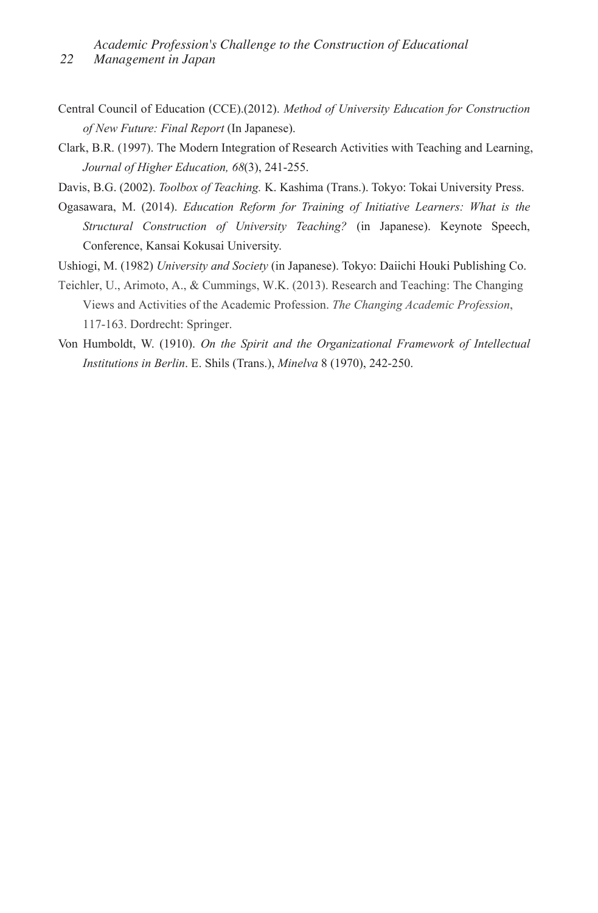Central Council of Education (CCE).(2012). *Method of University Education for Construction of New Future: Final Report* (In Japanese).

Clark, B.R. (1997). The Modern Integration of Research Activities with Teaching and Learning, *Journal of Higher Education, 68*(3), 241-255.

Davis, B.G. (2002). *Toolbox of Teaching.* K. Kashima (Trans.). Tokyo: Tokai University Press.

Ogasawara, M. (2014). *Education Reform for Training of Initiative Learners: What is the Structural Construction of University Teaching?* (in Japanese). Keynote Speech, Conference, Kansai Kokusai University.

Ushiogi, M. (1982) *University and Society* (in Japanese). Tokyo: Daiichi Houki Publishing Co.

Teichler, U., Arimoto, A., & Cummings, W.K. (2013). Research and Teaching: The Changing Views and Activities of the Academic Profession. *The Changing Academic Profession*, 117-163. Dordrecht: Springer.

Von Humboldt, W. (1910). *On the Spirit and the Organizational Framework of Intellectual Institutions in Berlin*. E. Shils (Trans.), *Minelva* 8 (1970), 242-250.